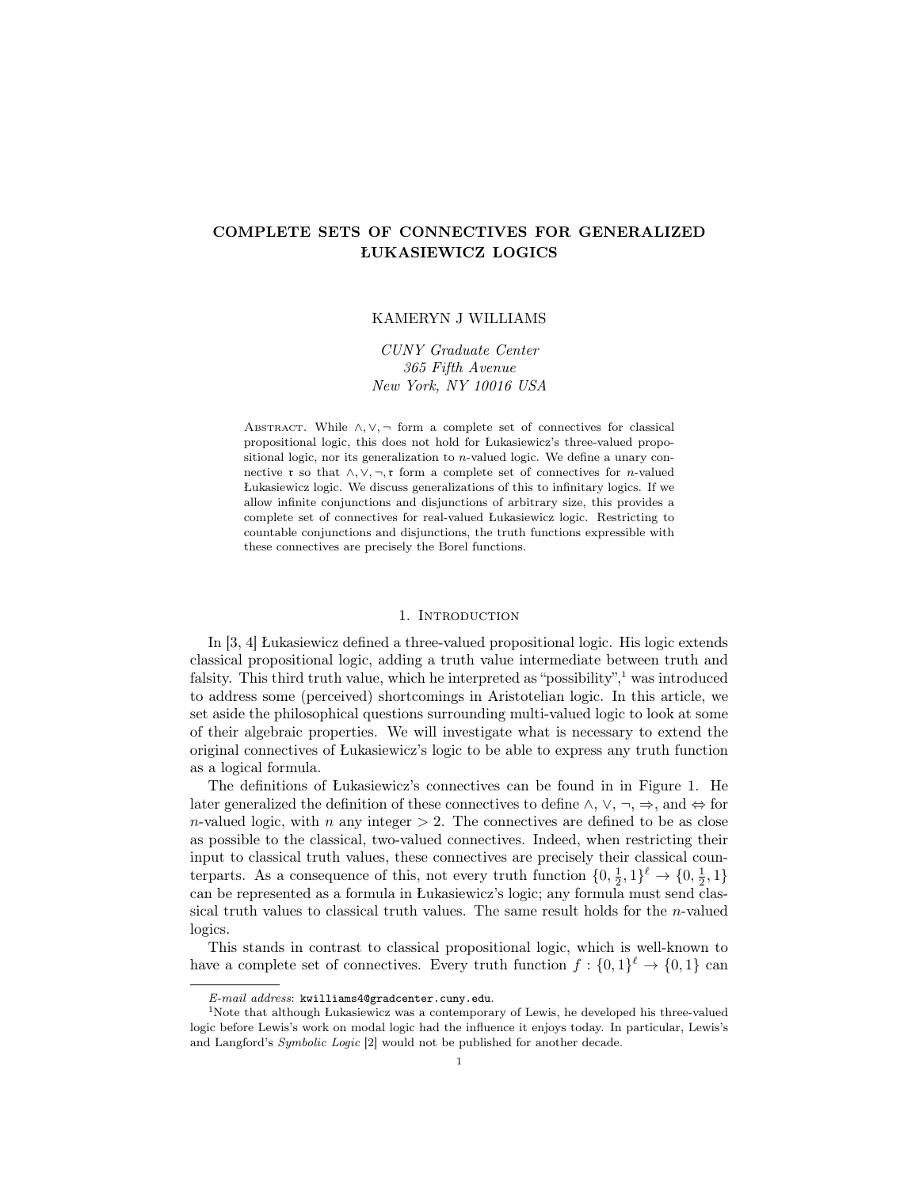# COMPLETE SETS OF CONNECTIVES FOR GENERALIZED ŁUKASIEWICZ LOGICS

KAMERYN J WILLIAMS

*CUNY Graduate Center*
*365 Fifth Avenue*
*New York, NY 10016 USA*

Abstract. While $\wedge, \vee, \neg$ form a complete set of connectives for classical propositional logic, this does not hold for Łukasiewicz's three-valued propositional logic, nor its generalization to $n$-valued logic. We define a unary connective $\mathfrak{r}$ so that $\wedge, \vee, \neg, \mathfrak{r}$ form a complete set of connectives for $n$-valued Łukasiewicz logic. We discuss generalizations of this to infinitary logics. If we allow infinite conjunctions and disjunctions of arbitrary size, this provides a complete set of connectives for real-valued Łukasiewicz logic. Restricting to countable conjunctions and disjunctions, the truth functions expressible with these connectives are precisely the Borel functions.

## 1. Introduction

In [3, 4] Łukasiewicz defined a three-valued propositional logic. His logic extends classical propositional logic, adding a truth value intermediate between truth and falsity. This third truth value, which he interpreted as "possibility",[1] was introduced to address some (perceived) shortcomings in Aristotelian logic. In this article, we set aside the philosophical questions surrounding multi-valued logic to look at some of their algebraic properties. We will investigate what is necessary to extend the original connectives of Łukasiewicz's logic to be able to express any truth function as a logical formula.

The definitions of Łukasiewicz's connectives can be found in in Figure 1. He later generalized the definition of these connectives to define $\wedge$, $\vee$, $\neg$, $\Rightarrow$, and $\Leftrightarrow$ for $n$-valued logic, with $n$ any integer $> 2$. The connectives are defined to be as close as possible to the classical, two-valued connectives. Indeed, when restricting their input to classical truth values, these connectives are precisely their classical counterparts. As a consequence of this, not every truth function $\{0, \frac{1}{2}, 1\}^\ell \to \{0, \frac{1}{2}, 1\}$ can be represented as a formula in Łukasiewicz's logic; any formula must send classical truth values to classical truth values. The same result holds for the $n$-valued logics.

This stands in contrast to classical propositional logic, which is well-known to have a complete set of connectives. Every truth function $f : \{0, 1\}^\ell \to \{0, 1\}$ can

---

*E-mail address*: `kwilliams4@gradcenter.cuny.edu`.

[1] Note that although Łukasiewicz was a contemporary of Lewis, he developed his three-valued logic before Lewis's work on modal logic had the influence it enjoys today. In particular, Lewis's and Langford's *Symbolic Logic* [2] would not be published for another decade.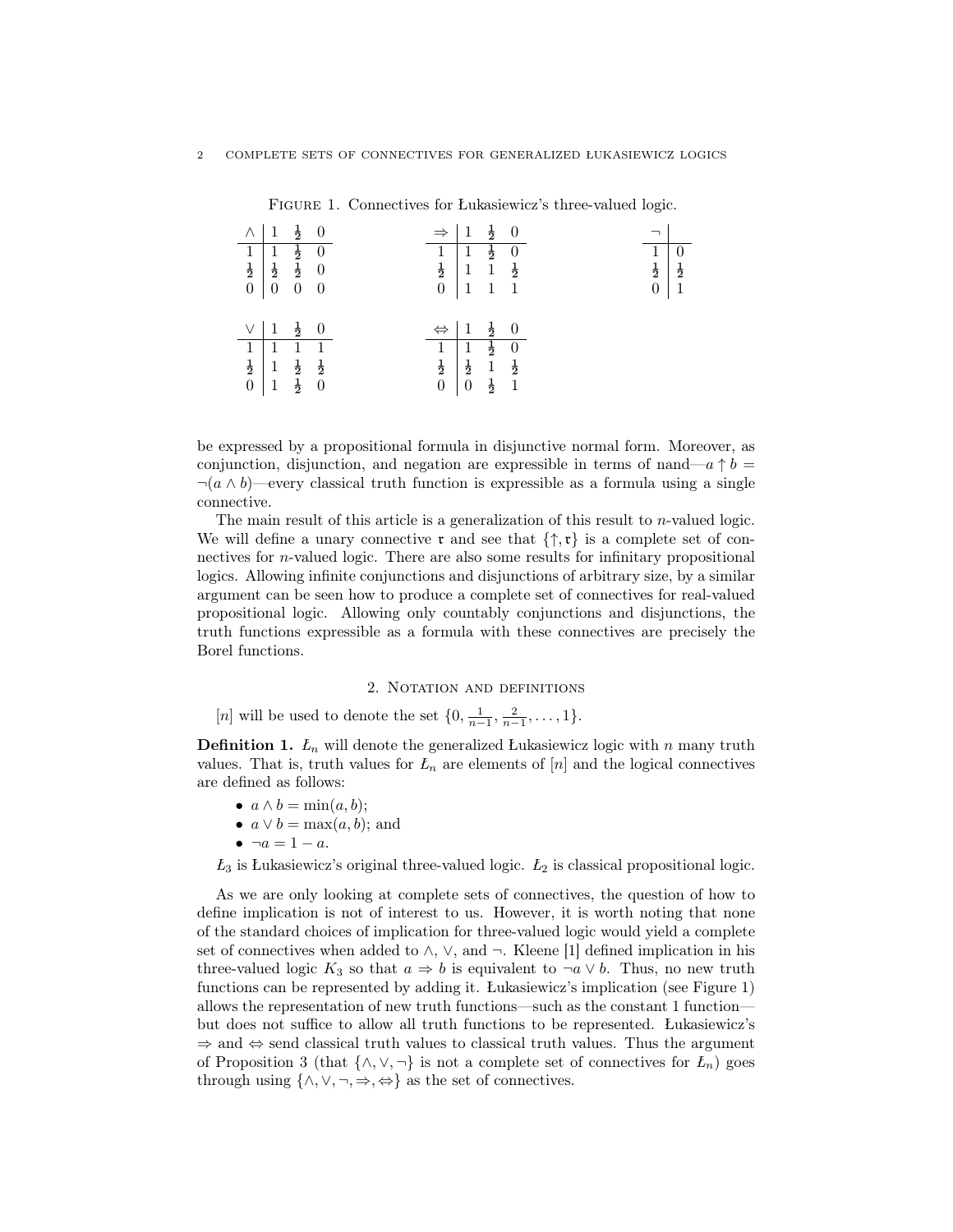Figure 1. Connectives for Łukasiewicz's three-valued logic.

| $\wedge$ | $1$ | $\frac{1}{2}$ | $0$ |
|---|---|---|---|
| $1$ | $1$ | $\frac{1}{2}$ | $0$ |
| $\frac{1}{2}$ | $\frac{1}{2}$ | $\frac{1}{2}$ | $0$ |
| $0$ | $0$ | $0$ | $0$ |

| $\Rightarrow$ | $1$ | $\frac{1}{2}$ | $0$ |
|---|---|---|---|
| $1$ | $1$ | $\frac{1}{2}$ | $0$ |
| $\frac{1}{2}$ | $1$ | $1$ | $\frac{1}{2}$ |
| $0$ | $1$ | $1$ | $1$ |

| $\neg$ | |
|---|---|
| $1$ | $0$ |
| $\frac{1}{2}$ | $\frac{1}{2}$ |
| $0$ | $1$ |

| $\vee$ | $1$ | $\frac{1}{2}$ | $0$ |
|---|---|---|---|
| $1$ | $1$ | $1$ | $1$ |
| $\frac{1}{2}$ | $1$ | $\frac{1}{2}$ | $\frac{1}{2}$ |
| $0$ | $1$ | $\frac{1}{2}$ | $0$ |

| $\Leftrightarrow$ | $1$ | $\frac{1}{2}$ | $0$ |
|---|---|---|---|
| $1$ | $1$ | $\frac{1}{2}$ | $0$ |
| $\frac{1}{2}$ | $\frac{1}{2}$ | $1$ | $\frac{1}{2}$ |
| $0$ | $0$ | $\frac{1}{2}$ | $1$ |

be expressed by a propositional formula in disjunctive normal form. Moreover, as conjunction, disjunction, and negation are expressible in terms of nand—$a \uparrow b = \neg(a \wedge b)$—every classical truth function is expressible as a formula using a single connective.

The main result of this article is a generalization of this result to $n$-valued logic. We will define a unary connective $\mathfrak{r}$ and see that $\{\uparrow, \mathfrak{r}\}$ is a complete set of connectives for $n$-valued logic. There are also some results for infinitary propositional logics. Allowing infinite conjunctions and disjunctions of arbitrary size, by a similar argument can be seen how to produce a complete set of connectives for real-valued propositional logic. Allowing only countably conjunctions and disjunctions, the truth functions expressible as a formula with these connectives are precisely the Borel functions.

## 2. Notation and definitions

$[n]$ will be used to denote the set $\{0, \frac{1}{n-1}, \frac{2}{n-1}, \dots, 1\}$.

**Definition 1.** $Ł_n$ will denote the generalized Łukasiewicz logic with $n$ many truth values. That is, truth values for $Ł_n$ are elements of $[n]$ and the logical connectives are defined as follows:

- $a \wedge b = \min(a, b)$;
- $a \vee b = \max(a, b)$; and
- $\neg a = 1 - a$.

$Ł_3$ is Łukasiewicz's original three-valued logic. $Ł_2$ is classical propositional logic.

As we are only looking at complete sets of connectives, the question of how to define implication is not of interest to us. However, it is worth noting that none of the standard choices of implication for three-valued logic would yield a complete set of connectives when added to $\wedge$, $\vee$, and $\neg$. Kleene [1] defined implication in his three-valued logic $K_3$ so that $a \Rightarrow b$ is equivalent to $\neg a \vee b$. Thus, no new truth functions can be represented by adding it. Łukasiewicz's implication (see Figure 1) allows the representation of new truth functions—such as the constant 1 function—but does not suffice to allow all truth functions to be represented. Łukasiewicz's $\Rightarrow$ and $\Leftrightarrow$ send classical truth values to classical truth values. Thus the argument of Proposition 3 (that $\{\wedge, \vee, \neg\}$ is not a complete set of connectives for $Ł_n$) goes through using $\{\wedge, \vee, \neg, \Rightarrow, \Leftrightarrow\}$ as the set of connectives.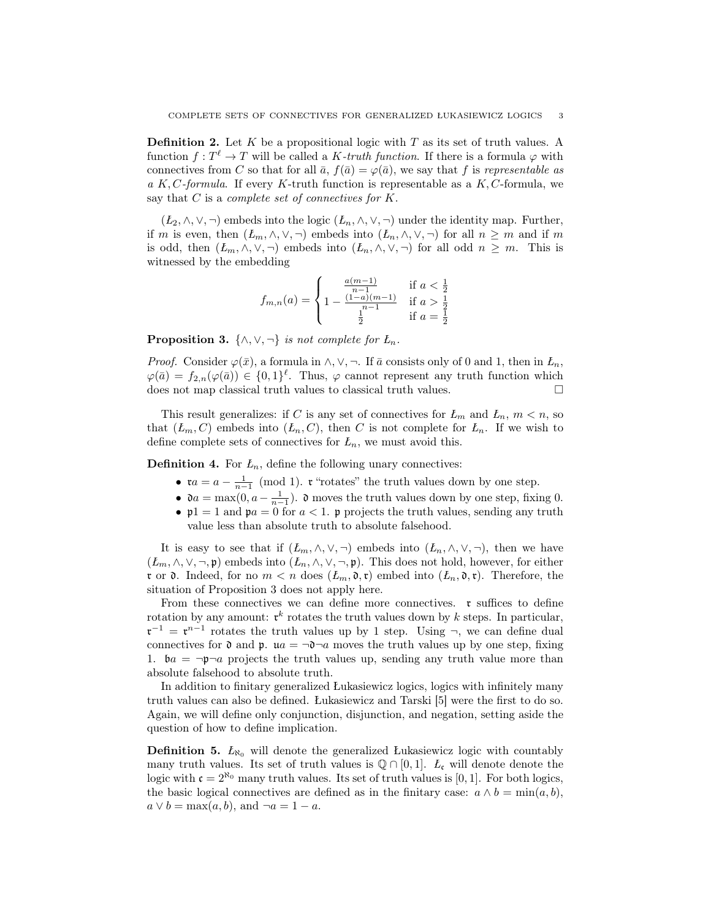**Definition 2.** Let $K$ be a propositional logic with $T$ as its set of truth values. A function $f : T^\ell \to T$ will be called a *$K$-truth function*. If there is a formula $\varphi$ with connectives from $C$ so that for all $\bar{a}$, $f(\bar{a}) = \varphi(\bar{a})$, we say that $f$ is *representable as a $K, C$-formula*. If every $K$-truth function is representable as a $K, C$-formula, we say that $C$ is a *complete set of connectives for $K$*.

$(Ł_2, \wedge, \vee, \neg)$ embeds into the logic $(Ł_n, \wedge, \vee, \neg)$ under the identity map. Further, if $m$ is even, then $(Ł_m, \wedge, \vee, \neg)$ embeds into $(Ł_n, \wedge, \vee, \neg)$ for all $n \geq m$ and if $m$ is odd, then $(Ł_m, \wedge, \vee, \neg)$ embeds into $(Ł_n, \wedge, \vee, \neg)$ for all odd $n \geq m$. This is witnessed by the embedding

$$f_{m,n}(a) = \begin{cases} \frac{a(m-1)}{n-1} & \text{if } a < \frac{1}{2} \\ 1 - \frac{(1-a)(m-1)}{n-1} & \text{if } a > \frac{1}{2} \\ \frac{1}{2} & \text{if } a = \frac{1}{2} \end{cases}$$

**Proposition 3.** *$\{\wedge, \vee, \neg\}$ is not complete for $Ł_n$.*

*Proof.* Consider $\varphi(\bar{x})$, a formula in $\wedge, \vee, \neg$. If $\bar{a}$ consists only of 0 and 1, then in $Ł_n$, $\varphi(\bar{a}) = f_{2,n}(\varphi(\bar{a})) \in \{0, 1\}^\ell$. Thus, $\varphi$ cannot represent any truth function which does not map classical truth values to classical truth values. □

This result generalizes: if $C$ is any set of connectives for $Ł_m$ and $Ł_n$, $m < n$, so that $(Ł_m, C)$ embeds into $(Ł_n, C)$, then $C$ is not complete for $Ł_n$. If we wish to define complete sets of connectives for $Ł_n$, we must avoid this.

**Definition 4.** For $Ł_n$, define the following unary connectives:

- $\mathfrak{r}a = a - \frac{1}{n-1} \pmod 1$. $\mathfrak{r}$ "rotates" the truth values down by one step.
- $\mathfrak{d}a = \max(0, a - \frac{1}{n-1})$. $\mathfrak{d}$ moves the truth values down by one step, fixing 0.
- $\mathfrak{p}1 = 1$ and $\mathfrak{p}a = 0$ for $a < 1$. $\mathfrak{p}$ projects the truth values, sending any truth value less than absolute truth to absolute falsehood.

It is easy to see that if $(Ł_m, \wedge, \vee, \neg)$ embeds into $(Ł_n, \wedge, \vee, \neg)$, then we have $(Ł_m, \wedge, \vee, \neg, \mathfrak{p})$ embeds into $(Ł_n, \wedge, \vee, \neg, \mathfrak{p})$. This does not hold, however, for either $\mathfrak{r}$ or $\mathfrak{d}$. Indeed, for no $m < n$ does $(Ł_m, \mathfrak{d}, \mathfrak{r})$ embed into $(Ł_n, \mathfrak{d}, \mathfrak{r})$. Therefore, the situation of Proposition 3 does not apply here.

From these connectives we can define more connectives. $\mathfrak{r}$ suffices to define rotation by any amount: $\mathfrak{r}^k$ rotates the truth values down by $k$ steps. In particular, $\mathfrak{r}^{-1} = \mathfrak{r}^{n-1}$ rotates the truth values up by 1 step. Using $\neg$, we can define dual connectives for $\mathfrak{d}$ and $\mathfrak{p}$. $\mathfrak{u}a = \neg\mathfrak{d}\neg a$ moves the truth values up by one step, fixing 1. $\mathfrak{b}a = \neg\mathfrak{p}\neg a$ projects the truth values up, sending any truth value more than absolute falsehood to absolute truth.

In addition to finitary generalized Łukasiewicz logics, logics with infinitely many truth values can also be defined. Łukasiewicz and Tarski [5] were the first to do so. Again, we will define only conjunction, disjunction, and negation, setting aside the question of how to define implication.

**Definition 5.** $Ł_{\aleph_0}$ will denote the generalized Łukasiewicz logic with countably many truth values. Its set of truth values is $\mathbb{Q} \cap [0, 1]$. $Ł_{\mathfrak{c}}$ will denote denote the logic with $\mathfrak{c} = 2^{\aleph_0}$ many truth values. Its set of truth values is $[0, 1]$. For both logics, the basic logical connectives are defined as in the finitary case: $a \wedge b = \min(a, b)$, $a \vee b = \max(a, b)$, and $\neg a = 1 - a$.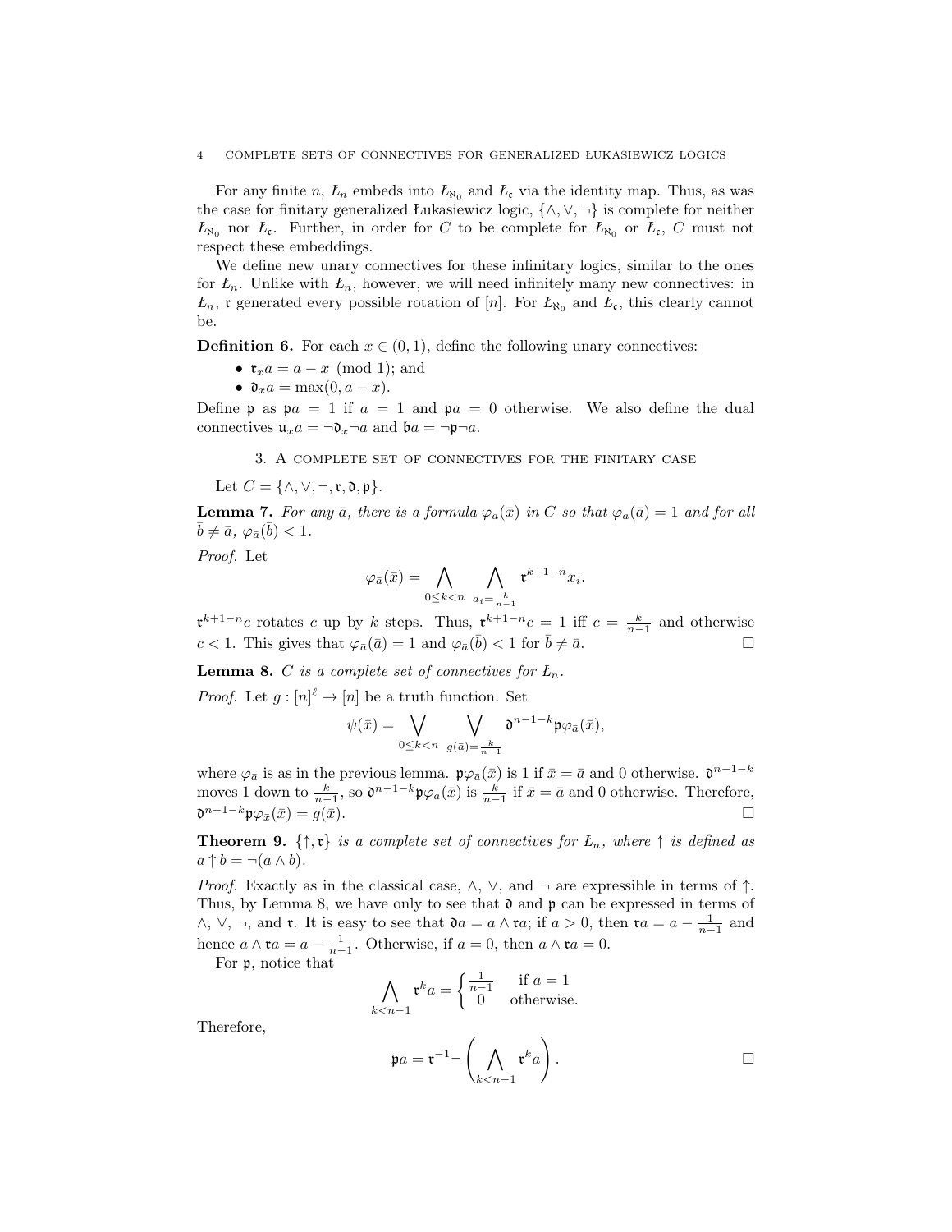For any finite $n$, $Ł_n$ embeds into $Ł_{\aleph_0}$ and $Ł_{\mathfrak{c}}$ via the identity map. Thus, as was the case for finitary generalized Łukasiewicz logic, $\{\wedge, \vee, \neg\}$ is complete for neither $Ł_{\aleph_0}$ nor $Ł_{\mathfrak{c}}$. Further, in order for $C$ to be complete for $Ł_{\aleph_0}$ or $Ł_{\mathfrak{c}}$, $C$ must not respect these embeddings.

We define new unary connectives for these infinitary logics, similar to the ones for $Ł_n$. Unlike with $Ł_n$, however, we will need infinitely many new connectives: in $Ł_n$, $\mathfrak{r}$ generated every possible rotation of $[n]$. For $Ł_{\aleph_0}$ and $Ł_{\mathfrak{c}}$, this clearly cannot be.

**Definition 6.** For each $x \in (0,1)$, define the following unary connectives:

- $\mathfrak{r}_x a = a - x \pmod 1$; and
- $\mathfrak{d}_x a = \max(0, a - x)$.

Define $\mathfrak{p}$ as $\mathfrak{p}a = 1$ if $a = 1$ and $\mathfrak{p}a = 0$ otherwise. We also define the dual connectives $\mathfrak{u}_x a = \neg \mathfrak{d}_x \neg a$ and $\mathfrak{b}a = \neg \mathfrak{p} \neg a$.

## 3. A complete set of connectives for the finitary case

Let $C = \{\wedge, \vee, \neg, \mathfrak{r}, \mathfrak{d}, \mathfrak{p}\}$.

**Lemma 7.** *For any $\bar{a}$, there is a formula $\varphi_{\bar{a}}(\bar{x})$ in $C$ so that $\varphi_{\bar{a}}(\bar{a}) = 1$ and for all $\bar{b} \neq \bar{a}$, $\varphi_{\bar{a}}(\bar{b}) < 1$.*

*Proof.* Let

$$\varphi_{\bar{a}}(\bar{x}) = \bigwedge_{0 \leq k < n} \bigwedge_{a_i = \frac{k}{n-1}} \mathfrak{r}^{k+1-n} x_i.$$

$\mathfrak{r}^{k+1-n} c$ rotates $c$ up by $k$ steps. Thus, $\mathfrak{r}^{k+1-n} c = 1$ iff $c = \frac{k}{n-1}$ and otherwise $c < 1$. This gives that $\varphi_{\bar{a}}(\bar{a}) = 1$ and $\varphi_{\bar{a}}(\bar{b}) < 1$ for $\bar{b} \neq \bar{a}$. □

**Lemma 8.** *$C$ is a complete set of connectives for $Ł_n$.*

*Proof.* Let $g : [n]^\ell \to [n]$ be a truth function. Set

$$\psi(\bar{x}) = \bigvee_{0 \leq k < n} \bigvee_{g(\bar{a}) = \frac{k}{n-1}} \mathfrak{d}^{n-1-k} \mathfrak{p} \varphi_{\bar{a}}(\bar{x}),$$

where $\varphi_{\bar{a}}$ is as in the previous lemma. $\mathfrak{p}\varphi_{\bar{a}}(\bar{x})$ is 1 if $\bar{x} = \bar{a}$ and 0 otherwise. $\mathfrak{d}^{n-1-k}$ moves 1 down to $\frac{k}{n-1}$, so $\mathfrak{d}^{n-1-k} \mathfrak{p} \varphi_{\bar{a}}(\bar{x})$ is $\frac{k}{n-1}$ if $\bar{x} = \bar{a}$ and 0 otherwise. Therefore, $\mathfrak{d}^{n-1-k} \mathfrak{p} \varphi_{\bar{x}}(\bar{x}) = g(\bar{x})$. □

**Theorem 9.** *$\{\uparrow, \mathfrak{r}\}$ is a complete set of connectives for $Ł_n$, where $\uparrow$ is defined as $a \uparrow b = \neg(a \wedge b)$.*

*Proof.* Exactly as in the classical case, $\wedge$, $\vee$, and $\neg$ are expressible in terms of $\uparrow$. Thus, by Lemma 8, we have only to see that $\mathfrak{d}$ and $\mathfrak{p}$ can be expressed in terms of $\wedge$, $\vee$, $\neg$, and $\mathfrak{r}$. It is easy to see that $\mathfrak{d}a = a \wedge \mathfrak{r}a$; if $a > 0$, then $\mathfrak{r}a = a - \frac{1}{n-1}$ and hence $a \wedge \mathfrak{r}a = a - \frac{1}{n-1}$. Otherwise, if $a = 0$, then $a \wedge \mathfrak{r}a = 0$.

For $\mathfrak{p}$, notice that

$$\bigwedge_{k < n-1} \mathfrak{r}^k a = \begin{cases} \frac{1}{n-1} & \text{if } a = 1 \\ 0 & \text{otherwise.} \end{cases}$$

Therefore,

$$\mathfrak{p}a = \mathfrak{r}^{-1} \neg \left( \bigwedge_{k < n-1} \mathfrak{r}^k a \right).$$

□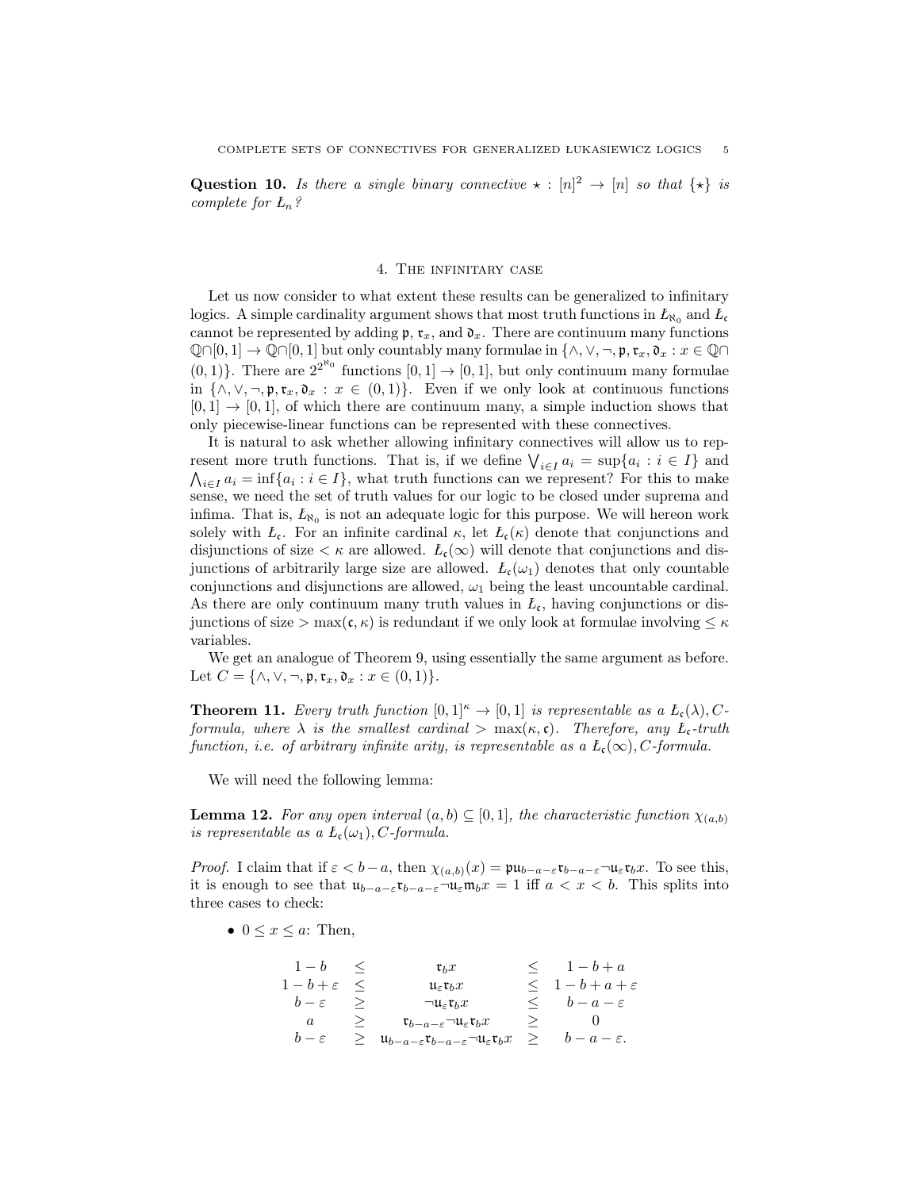**Question 10.** *Is there a single binary connective $\star : [n]^2 \to [n]$ so that $\{\star\}$ is complete for $Ł_n$?*

## 4. The infinitary case

Let us now consider to what extent these results can be generalized to infinitary logics. A simple cardinality argument shows that most truth functions in $Ł_{\aleph_0}$ and $Ł_\mathfrak{c}$ cannot be represented by adding $\mathfrak{p}$, $\mathfrak{r}_x$, and $\mathfrak{d}_x$. There are continuum many functions $\mathbb{Q}\cap[0,1] \to \mathbb{Q}\cap[0,1]$ but only countably many formulae in $\{\wedge, \vee, \neg, \mathfrak{p}, \mathfrak{r}_x, \mathfrak{d}_x : x \in \mathbb{Q}\cap(0,1)\}$. There are $2^{2^{\aleph_0}}$ functions $[0,1] \to [0,1]$, but only continuum many formulae in $\{\wedge, \vee, \neg, \mathfrak{p}, \mathfrak{r}_x, \mathfrak{d}_x : x \in (0,1)\}$. Even if we only look at continuous functions $[0,1] \to [0,1]$, of which there are continuum many, a simple induction shows that only piecewise-linear functions can be represented with these connectives.

It is natural to ask whether allowing infinitary connectives will allow us to represent more truth functions. That is, if we define $\bigvee_{i\in I} a_i = \sup\{a_i : i \in I\}$ and $\bigwedge_{i\in I} a_i = \inf\{a_i : i \in I\}$, what truth functions can we represent? For this to make sense, we need the set of truth values for our logic to be closed under suprema and infima. That is, $Ł_{\aleph_0}$ is not an adequate logic for this purpose. We will hereon work solely with $Ł_\mathfrak{c}$. For an infinite cardinal $\kappa$, let $Ł_\mathfrak{c}(\kappa)$ denote that conjunctions and disjunctions of size $< \kappa$ are allowed. $Ł_\mathfrak{c}(\infty)$ will denote that conjunctions and disjunctions of arbitrarily large size are allowed. $Ł_\mathfrak{c}(\omega_1)$ denotes that only countable conjunctions and disjunctions are allowed, $\omega_1$ being the least uncountable cardinal. As there are only continuum many truth values in $Ł_\mathfrak{c}$, having conjunctions or disjunctions of size $> \max(\mathfrak{c}, \kappa)$ is redundant if we only look at formulae involving $\leq \kappa$ variables.

We get an analogue of Theorem 9, using essentially the same argument as before. Let $C = \{\wedge, \vee, \neg, \mathfrak{p}, \mathfrak{r}_x, \mathfrak{d}_x : x \in (0,1)\}$.

**Theorem 11.** *Every truth function $[0,1]^\kappa \to [0,1]$ is representable as a $Ł_\mathfrak{c}(\lambda), C$-formula, where $\lambda$ is the smallest cardinal $> \max(\kappa, \mathfrak{c})$. Therefore, any $Ł_\mathfrak{c}$-truth function, i.e. of arbitrary infinite arity, is representable as a $Ł_\mathfrak{c}(\infty), C$-formula.*

We will need the following lemma:

**Lemma 12.** *For any open interval $(a, b) \subseteq [0,1]$, the characteristic function $\chi_{(a,b)}$ is representable as a $Ł_\mathfrak{c}(\omega_1), C$-formula.*

*Proof.* I claim that if $\varepsilon < b - a$, then $\chi_{(a,b)}(x) = \mathfrak{p}\mathfrak{u}_{b-a-\varepsilon}\mathfrak{r}_{b-a-\varepsilon}\neg\mathfrak{u}_\varepsilon\mathfrak{r}_b x$. To see this, it is enough to see that $\mathfrak{u}_{b-a-\varepsilon}\mathfrak{r}_{b-a-\varepsilon}\neg\mathfrak{u}_\varepsilon\mathfrak{m}_b x = 1$ iff $a < x < b$. This splits into three cases to check:

- $0 \leq x \leq a$: Then,

$$
\begin{array}{ccccc}
1-b & \leq & \mathfrak{r}_b x & \leq & 1-b+a \\
1-b+\varepsilon & \leq & \mathfrak{u}_\varepsilon\mathfrak{r}_b x & \leq & 1-b+a+\varepsilon \\
b-\varepsilon & \geq & \neg\mathfrak{u}_\varepsilon\mathfrak{r}_b x & \leq & b-a-\varepsilon \\
a & \geq & \mathfrak{r}_{b-a-\varepsilon}\neg\mathfrak{u}_\varepsilon\mathfrak{r}_b x & \geq & 0 \\
b-\varepsilon & \geq & \mathfrak{u}_{b-a-\varepsilon}\mathfrak{r}_{b-a-\varepsilon}\neg\mathfrak{u}_\varepsilon\mathfrak{r}_b x & \geq & b-a-\varepsilon.
\end{array}
$$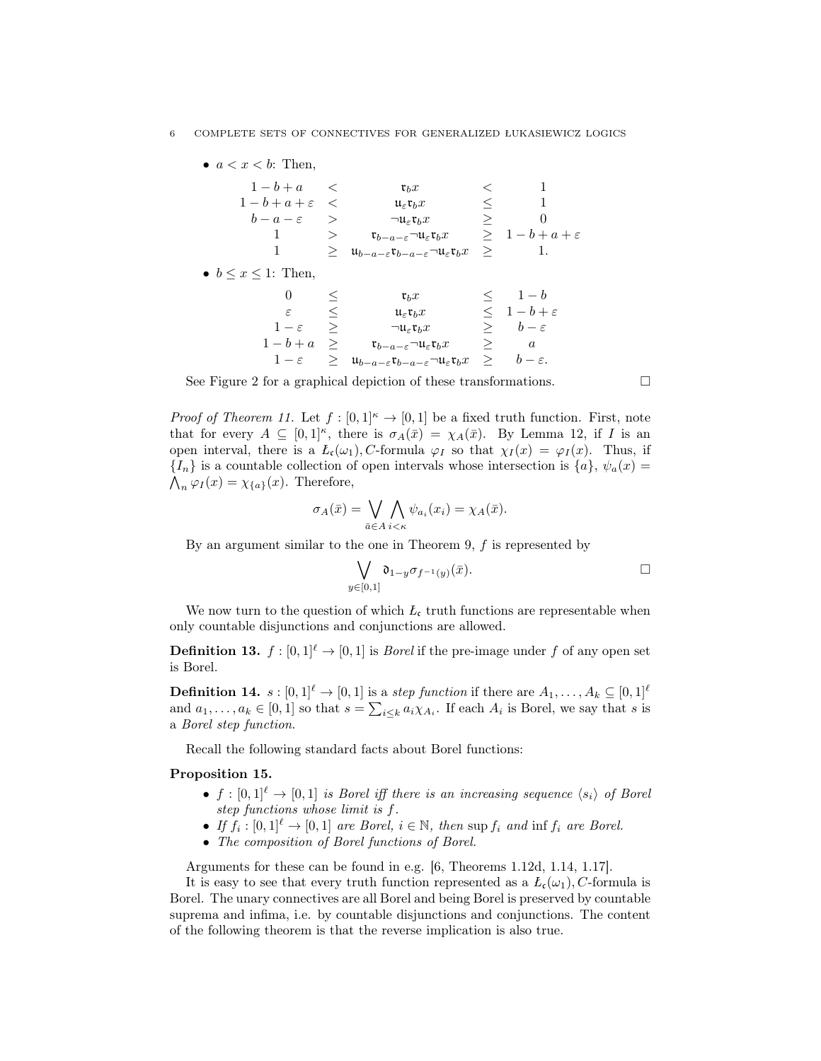- $a < x < b$: Then,

$$\begin{array}{ccccc}
1-b+a & < & \mathfrak{r}_b x & < & 1 \\
1-b+a+\varepsilon & < & \mathfrak{u}_\varepsilon \mathfrak{r}_b x & \leq & 1 \\
b-a-\varepsilon & > & \neg \mathfrak{u}_\varepsilon \mathfrak{r}_b x & \geq & 0 \\
1 & > & \mathfrak{r}_{b-a-\varepsilon} \neg \mathfrak{u}_\varepsilon \mathfrak{r}_b x & \geq & 1-b+a+\varepsilon \\
1 & \geq & \mathfrak{u}_{b-a-\varepsilon} \mathfrak{r}_{b-a-\varepsilon} \neg \mathfrak{u}_\varepsilon \mathfrak{r}_b x & \geq & 1.
\end{array}$$

- $b \leq x \leq 1$: Then,

$$\begin{array}{ccccc}
0 & \leq & \mathfrak{r}_b x & \leq & 1-b \\
\varepsilon & \leq & \mathfrak{u}_\varepsilon \mathfrak{r}_b x & \leq & 1-b+\varepsilon \\
1-\varepsilon & \geq & \neg \mathfrak{u}_\varepsilon \mathfrak{r}_b x & \geq & b-\varepsilon \\
1-b+a & \geq & \mathfrak{r}_{b-a-\varepsilon} \neg \mathfrak{u}_\varepsilon \mathfrak{r}_b x & \geq & a \\
1-\varepsilon & \geq & \mathfrak{u}_{b-a-\varepsilon} \mathfrak{r}_{b-a-\varepsilon} \neg \mathfrak{u}_\varepsilon \mathfrak{r}_b x & \geq & b-\varepsilon.
\end{array}$$

See Figure 2 for a graphical depiction of these transformations. □

*Proof of Theorem 11.* Let $f : [0,1]^\kappa \to [0,1]$ be a fixed truth function. First, note that for every $A \subseteq [0,1]^\kappa$, there is $\sigma_A(\bar{x}) = \chi_A(\bar{x})$. By Lemma 12, if $I$ is an open interval, there is a $Ł_\mathfrak{c}(\omega_1), C$-formula $\varphi_I$ so that $\chi_I(x) = \varphi_I(x)$. Thus, if $\{I_n\}$ is a countable collection of open intervals whose intersection is $\{a\}$, $\psi_a(x) = \bigwedge_n \varphi_I(x) = \chi_{\{a\}}(x)$. Therefore,

$$\sigma_A(\bar{x}) = \bigvee_{\bar{a} \in A} \bigwedge_{i<\kappa} \psi_{a_i}(x_i) = \chi_A(\bar{x}).$$

By an argument similar to the one in Theorem 9, $f$ is represented by

$$\bigvee_{y \in [0,1]} \mathfrak{d}_{1-y} \sigma_{f^{-1}(y)}(\bar{x}).$$

□

We now turn to the question of which $Ł_\mathfrak{c}$ truth functions are representable when only countable disjunctions and conjunctions are allowed.

**Definition 13.** $f : [0,1]^\ell \to [0,1]$ is *Borel* if the pre-image under $f$ of any open set is Borel.

**Definition 14.** $s : [0,1]^\ell \to [0,1]$ is a *step function* if there are $A_1, \dots, A_k \subseteq [0,1]^\ell$ and $a_1, \dots, a_k \in [0,1]$ so that $s = \sum_{i \leq k} a_i \chi_{A_i}$. If each $A_i$ is Borel, we say that $s$ is a *Borel step function*.

Recall the following standard facts about Borel functions:

**Proposition 15.**

- *$f : [0,1]^\ell \to [0,1]$ is Borel iff there is an increasing sequence $\langle s_i \rangle$ of Borel step functions whose limit is $f$.*
- *If $f_i : [0,1]^\ell \to [0,1]$ are Borel, $i \in \mathbb{N}$, then $\sup f_i$ and $\inf f_i$ are Borel.*
- *The composition of Borel functions of Borel.*

Arguments for these can be found in e.g. [6, Theorems 1.12d, 1.14, 1.17].

It is easy to see that every truth function represented as a $Ł_\mathfrak{c}(\omega_1), C$-formula is Borel. The unary connectives are all Borel and being Borel is preserved by countable suprema and infima, i.e. by countable disjunctions and conjunctions. The content of the following theorem is that the reverse implication is also true.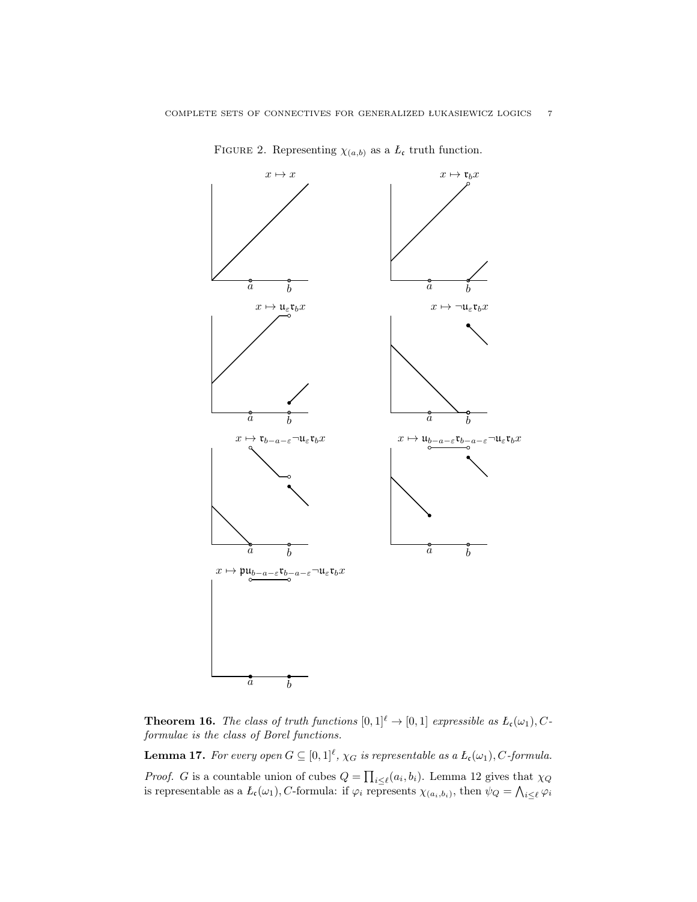FIGURE 2. Representing $\chi_{(a,b)}$ as a $Ł_{\mathfrak{c}}$ truth function.

**Theorem 16.** *The class of truth functions $[0,1]^\ell \to [0,1]$ expressible as $Ł_{\mathfrak{c}}(\omega_1), C$-formulae is the class of Borel functions.*

**Lemma 17.** *For every open $G \subseteq [0,1]^\ell$, $\chi_G$ is representable as a $Ł_{\mathfrak{c}}(\omega_1), C$-formula.*

*Proof.* $G$ is a countable union of cubes $Q = \prod_{i \le \ell}(a_i, b_i)$. Lemma 12 gives that $\chi_Q$ is representable as a $Ł_{\mathfrak{c}}(\omega_1), C$-formula: if $\varphi_i$ represents $\chi_{(a_i,b_i)}$, then $\psi_Q = \bigwedge_{i \le \ell} \varphi_i$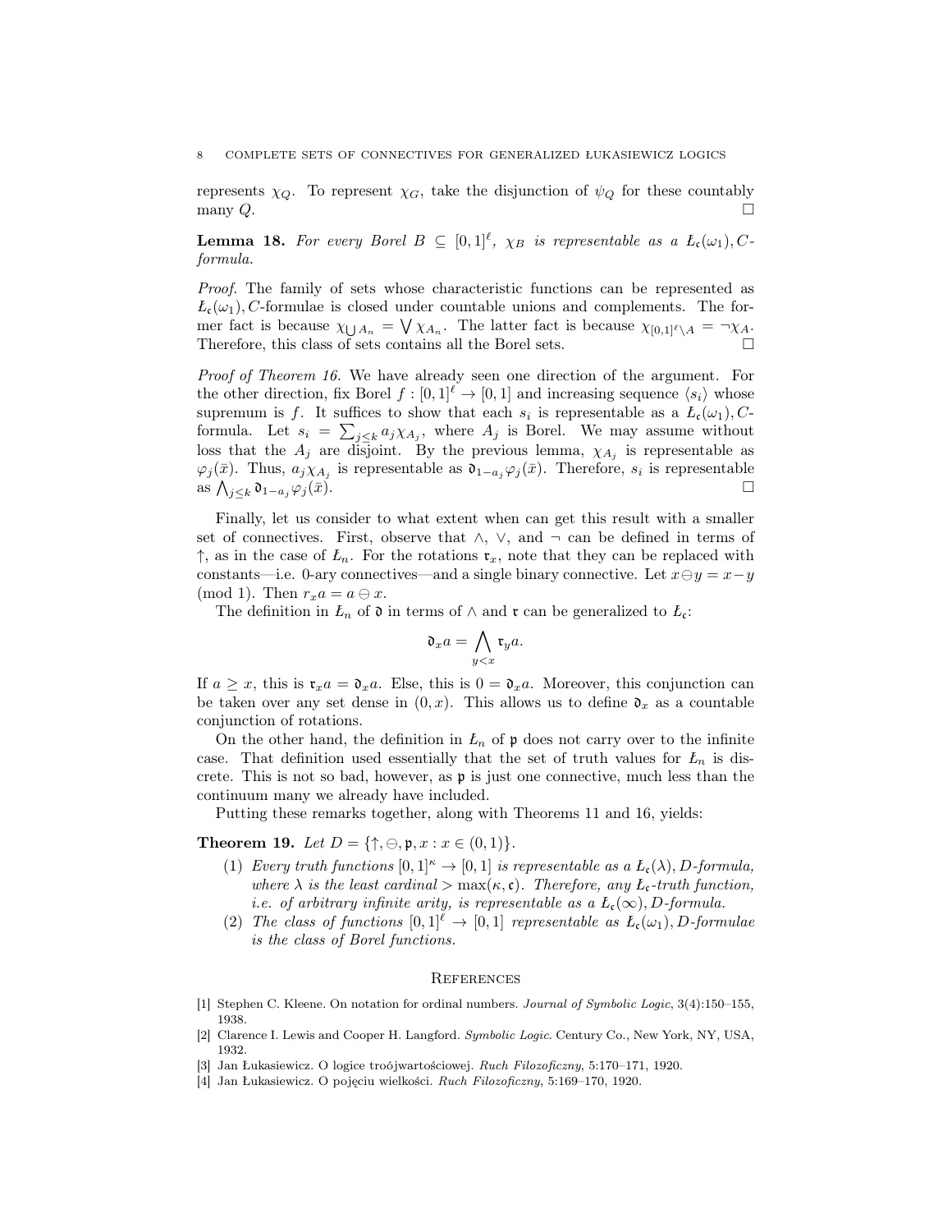represents $\chi_Q$. To represent $\chi_G$, take the disjunction of $\psi_Q$ for these countably many $Q$. $\square$

**Lemma 18.** *For every Borel $B \subseteq [0,1]^\ell$, $\chi_B$ is representable as a $Ł_\mathfrak{c}(\omega_1), C$-formula.*

*Proof.* The family of sets whose characteristic functions can be represented as $Ł_\mathfrak{c}(\omega_1), C$-formulae is closed under countable unions and complements. The former fact is because $\chi_{\bigcup A_n} = \bigvee \chi_{A_n}$. The latter fact is because $\chi_{[0,1]^\ell \setminus A} = \neg \chi_A$. Therefore, this class of sets contains all the Borel sets. $\square$

*Proof of Theorem 16.* We have already seen one direction of the argument. For the other direction, fix Borel $f : [0,1]^\ell \to [0,1]$ and increasing sequence $\langle s_i \rangle$ whose supremum is $f$. It suffices to show that each $s_i$ is representable as a $Ł_\mathfrak{c}(\omega_1), C$-formula. Let $s_i = \sum_{j \le k} a_j \chi_{A_j}$, where $A_j$ is Borel. We may assume without loss that the $A_j$ are disjoint. By the previous lemma, $\chi_{A_j}$ is representable as $\varphi_j(\bar{x})$. Thus, $a_j \chi_{A_j}$ is representable as $\mathfrak{d}_{1-a_j} \varphi_j(\bar{x})$. Therefore, $s_i$ is representable as $\bigwedge_{j \le k} \mathfrak{d}_{1-a_j} \varphi_j(\bar{x})$. $\square$

Finally, let us consider to what extent when can get this result with a smaller set of connectives. First, observe that $\wedge$, $\vee$, and $\neg$ can be defined in terms of $\uparrow$, as in the case of $Ł_n$. For the rotations $\mathfrak{r}_x$, note that they can be replaced with constants—i.e. 0-ary connectives—and a single binary connective. Let $x \ominus y = x - y \pmod 1$. Then $r_x a = a \ominus x$.

The definition in $Ł_n$ of $\mathfrak{d}$ in terms of $\wedge$ and $\mathfrak{r}$ can be generalized to $Ł_\mathfrak{c}$:

$$\mathfrak{d}_x a = \bigwedge_{y < x} \mathfrak{r}_y a.$$

If $a \ge x$, this is $\mathfrak{r}_x a = \mathfrak{d}_x a$. Else, this is $0 = \mathfrak{d}_x a$. Moreover, this conjunction can be taken over any set dense in $(0, x)$. This allows us to define $\mathfrak{d}_x$ as a countable conjunction of rotations.

On the other hand, the definition in $Ł_n$ of $\mathfrak{p}$ does not carry over to the infinite case. That definition used essentially that the set of truth values for $Ł_n$ is discrete. This is not so bad, however, as $\mathfrak{p}$ is just one connective, much less than the continuum many we already have included.

Putting these remarks together, along with Theorems 11 and 16, yields:

**Theorem 19.** *Let $D = \{\uparrow, \ominus, \mathfrak{p}, x : x \in (0,1)\}$.*

1. *Every truth functions $[0,1]^\kappa \to [0,1]$ is representable as a $Ł_\mathfrak{c}(\lambda), D$-formula, where $\lambda$ is the least cardinal $> \max(\kappa, \mathfrak{c})$. Therefore, any $Ł_\mathfrak{c}$-truth function, i.e. of arbitrary infinite arity, is representable as a $Ł_\mathfrak{c}(\infty), D$-formula.*
2. *The class of functions $[0,1]^\ell \to [0,1]$ representable as $Ł_\mathfrak{c}(\omega_1), D$-formulae is the class of Borel functions.*

## References

[1] Stephen C. Kleene. On notation for ordinal numbers. *Journal of Symbolic Logic*, 3(4):150–155, 1938.

[2] Clarence I. Lewis and Cooper H. Langford. *Symbolic Logic*. Century Co., New York, NY, USA, 1932.

[3] Jan Łukasiewicz. O logice troójwartościowej. *Ruch Filozoficzny*, 5:170–171, 1920.

[4] Jan Łukasiewicz. O pojęciu wielkości. *Ruch Filozoficzny*, 5:169–170, 1920.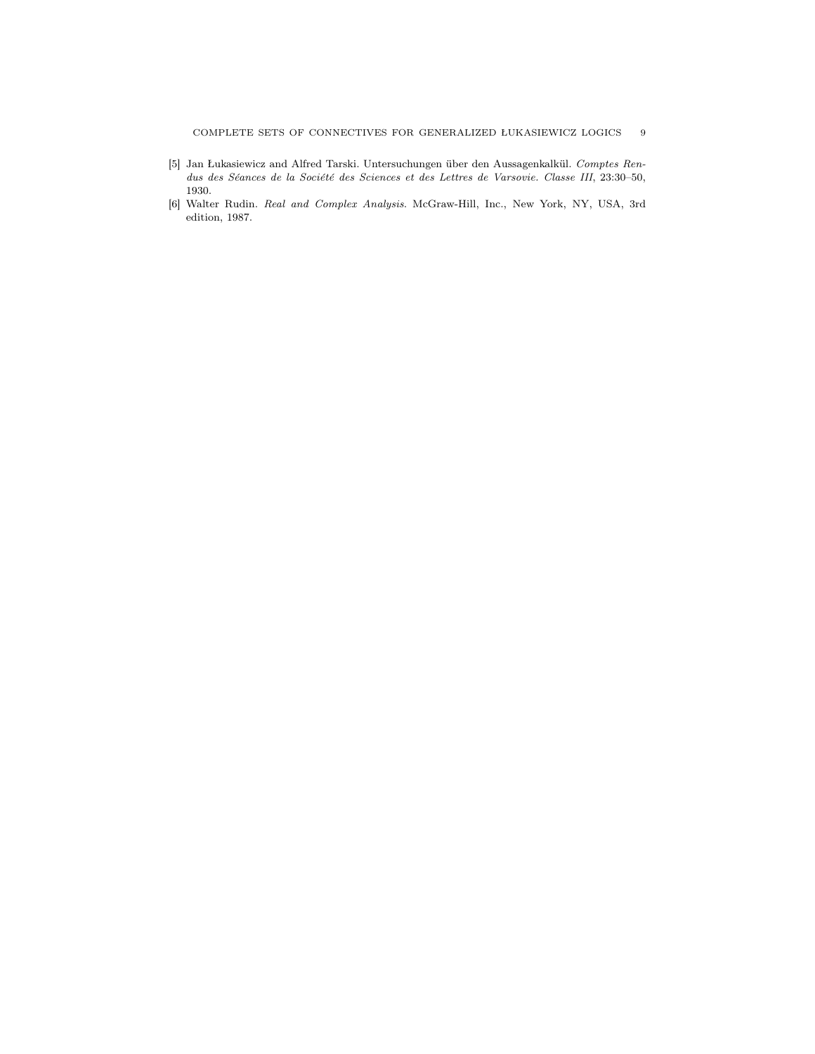[5] Jan Łukasiewicz and Alfred Tarski. Untersuchungen über den Aussagenkalkül. *Comptes Rendus des Séances de la Société des Sciences et des Lettres de Varsovie. Classe III*, 23:30–50, 1930.

[6] Walter Rudin. *Real and Complex Analysis*. McGraw-Hill, Inc., New York, NY, USA, 3rd edition, 1987.